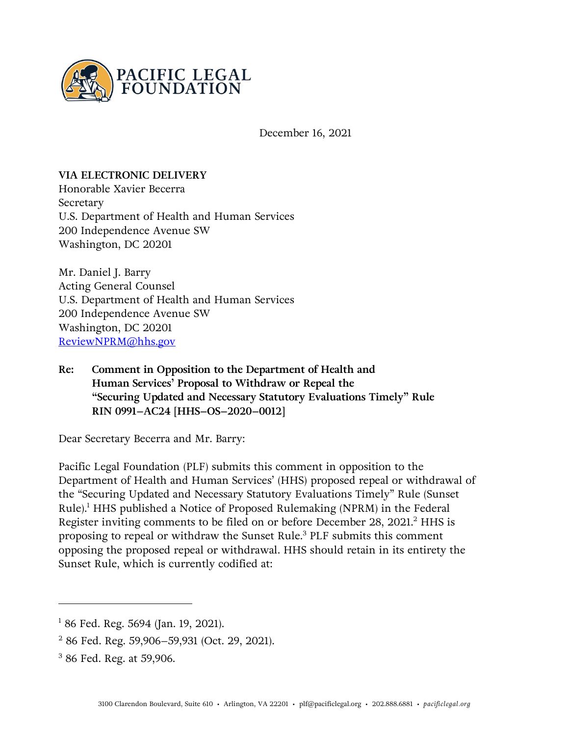PACIFIC LEGAL FOUNDATION

December 16, 2021

**VIA ELECTRONIC DELIVERY**
Honorable Xavier Becerra
Secretary
U.S. Department of Health and Human Services
200 Independence Avenue SW
Washington, DC 20201

Mr. Daniel J. Barry
Acting General Counsel
U.S. Department of Health and Human Services
200 Independence Avenue SW
Washington, DC 20201
ReviewNPRM@hhs.gov

**Re: Comment in Opposition to the Department of Health and Human Services' Proposal to Withdraw or Repeal the "Securing Updated and Necessary Statutory Evaluations Timely" Rule RIN 0991–AC24 [HHS–OS–2020–0012]**

Dear Secretary Becerra and Mr. Barry:

Pacific Legal Foundation (PLF) submits this comment in opposition to the Department of Health and Human Services' (HHS) proposed repeal or withdrawal of the "Securing Updated and Necessary Statutory Evaluations Timely" Rule (Sunset Rule).[1] HHS published a Notice of Proposed Rulemaking (NPRM) in the Federal Register inviting comments to be filed on or before December 28, 2021.[2] HHS is proposing to repeal or withdraw the Sunset Rule.[3] PLF submits this comment opposing the proposed repeal or withdrawal. HHS should retain in its entirety the Sunset Rule, which is currently codified at:

---

[1] 86 Fed. Reg. 5694 (Jan. 19, 2021).

[2] 86 Fed. Reg. 59,906–59,931 (Oct. 29, 2021).

[3] 86 Fed. Reg. at 59,906.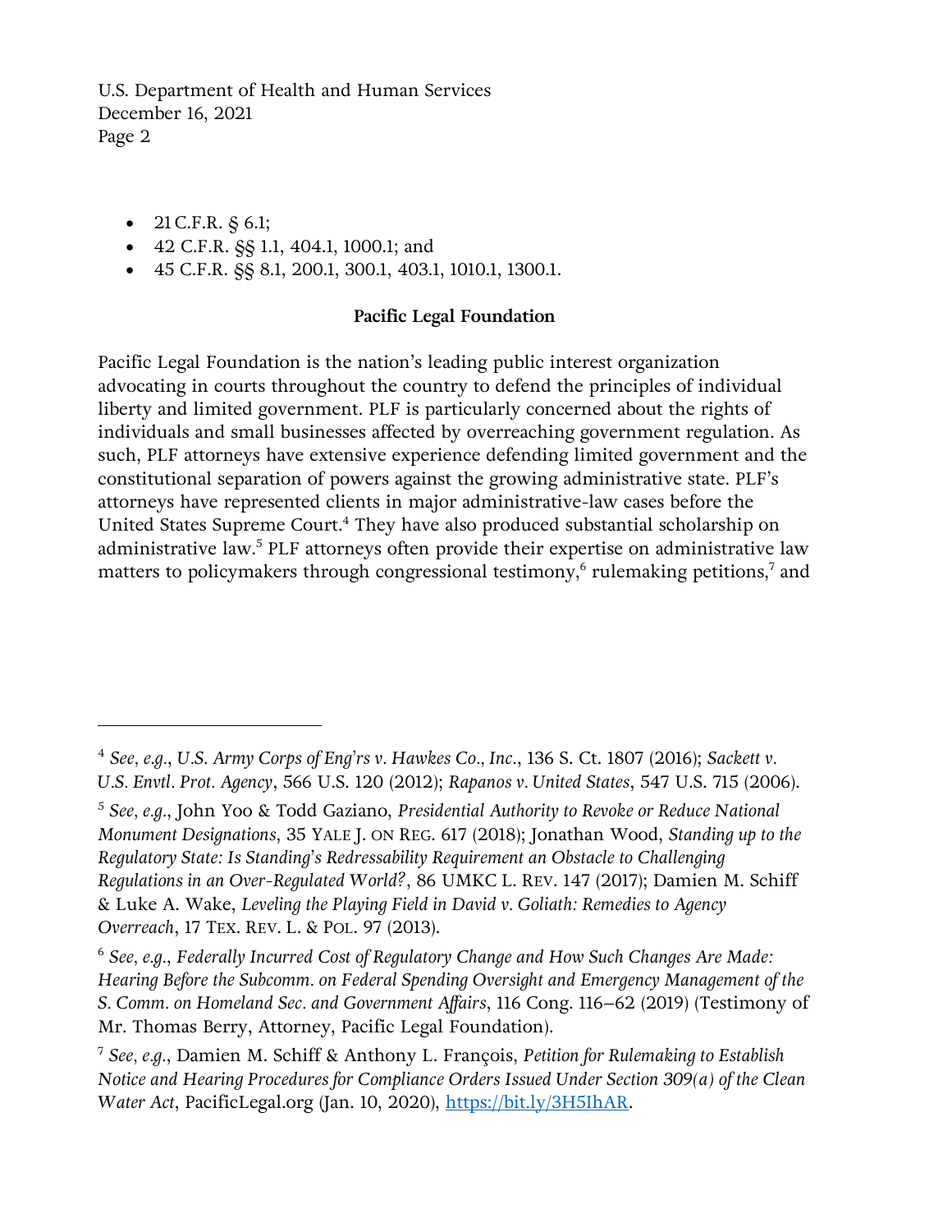- 21 C.F.R. § 6.1;
- 42 C.F.R. §§ 1.1, 404.1, 1000.1; and
- 45 C.F.R. §§ 8.1, 200.1, 300.1, 403.1, 1010.1, 1300.1.

**Pacific Legal Foundation**

Pacific Legal Foundation is the nation's leading public interest organization advocating in courts throughout the country to defend the principles of individual liberty and limited government. PLF is particularly concerned about the rights of individuals and small businesses affected by overreaching government regulation. As such, PLF attorneys have extensive experience defending limited government and the constitutional separation of powers against the growing administrative state. PLF's attorneys have represented clients in major administrative-law cases before the United States Supreme Court.[4] They have also produced substantial scholarship on administrative law.[5] PLF attorneys often provide their expertise on administrative law matters to policymakers through congressional testimony,[6] rulemaking petitions,[7] and

---

[4] *See, e.g.*, *U.S. Army Corps of Eng'rs v. Hawkes Co., Inc.*, 136 S. Ct. 1807 (2016); *Sackett v. U.S. Envtl. Prot. Agency*, 566 U.S. 120 (2012); *Rapanos v. United States*, 547 U.S. 715 (2006).

[5] *See, e.g.*, John Yoo & Todd Gaziano, *Presidential Authority to Revoke or Reduce National Monument Designations*, 35 YALE J. ON REG. 617 (2018); Jonathan Wood, *Standing up to the Regulatory State: Is Standing's Redressability Requirement an Obstacle to Challenging Regulations in an Over-Regulated World?*, 86 UMKC L. REV. 147 (2017); Damien M. Schiff & Luke A. Wake, *Leveling the Playing Field in David v. Goliath: Remedies to Agency Overreach*, 17 TEX. REV. L. & POL. 97 (2013).

[6] *See, e.g.*, *Federally Incurred Cost of Regulatory Change and How Such Changes Are Made: Hearing Before the Subcomm. on Federal Spending Oversight and Emergency Management of the S. Comm. on Homeland Sec. and Government Affairs*, 116 Cong. 116–62 (2019) (Testimony of Mr. Thomas Berry, Attorney, Pacific Legal Foundation).

[7] *See, e.g.*, Damien M. Schiff & Anthony L. François, *Petition for Rulemaking to Establish Notice and Hearing Procedures for Compliance Orders Issued Under Section 309(a) of the Clean Water Act*, PacificLegal.org (Jan. 10, 2020), https://bit.ly/3H5IhAR.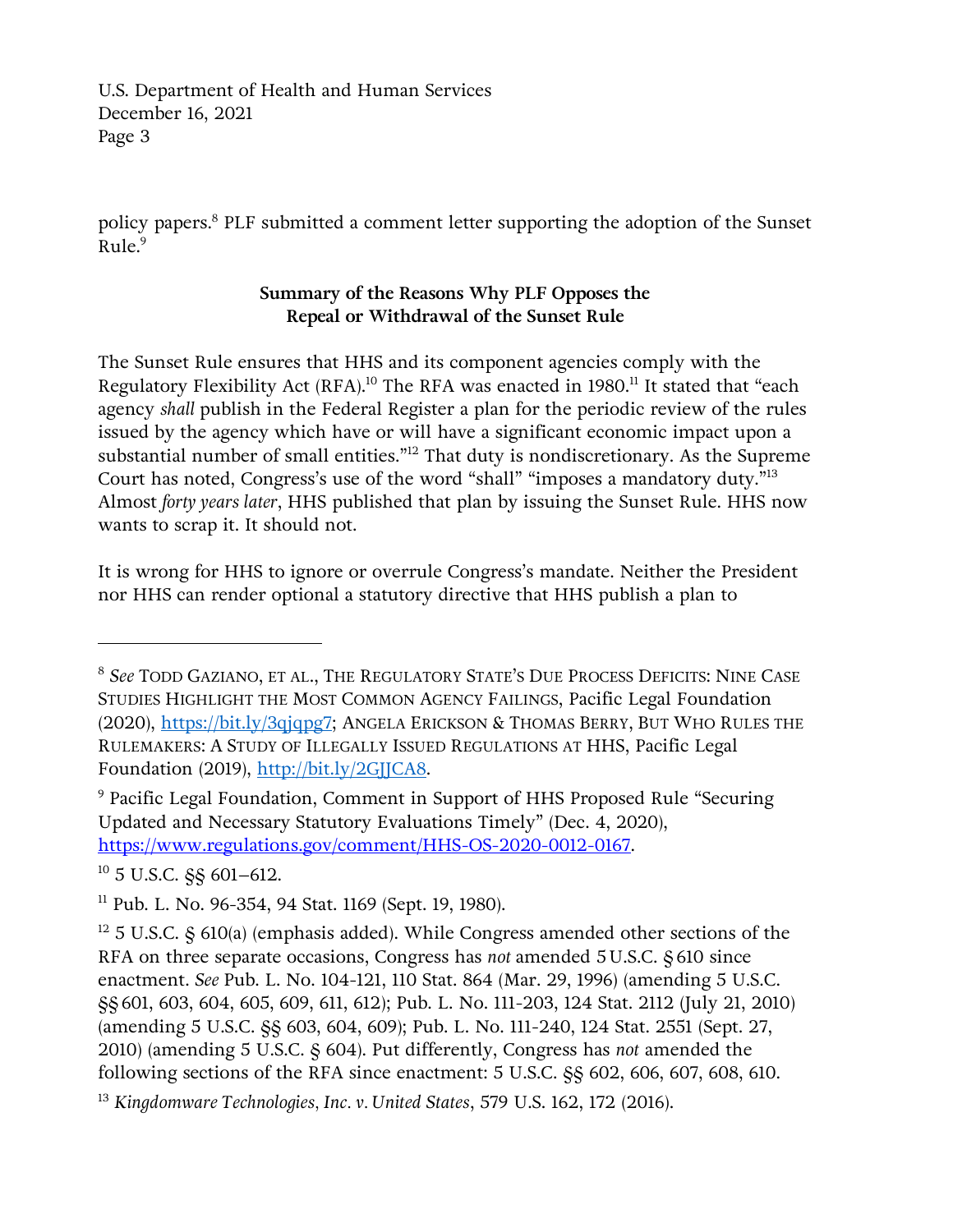policy papers.[8] PLF submitted a comment letter supporting the adoption of the Sunset Rule.[9]

**Summary of the Reasons Why PLF Opposes the Repeal or Withdrawal of the Sunset Rule**

The Sunset Rule ensures that HHS and its component agencies comply with the Regulatory Flexibility Act (RFA).[10] The RFA was enacted in 1980.[11] It stated that "each agency *shall* publish in the Federal Register a plan for the periodic review of the rules issued by the agency which have or will have a significant economic impact upon a substantial number of small entities."[12] That duty is nondiscretionary. As the Supreme Court has noted, Congress's use of the word "shall" "imposes a mandatory duty."[13] Almost *forty years later*, HHS published that plan by issuing the Sunset Rule. HHS now wants to scrap it. It should not.

It is wrong for HHS to ignore or overrule Congress's mandate. Neither the President nor HHS can render optional a statutory directive that HHS publish a plan to

---

[8] *See* TODD GAZIANO, ET AL., THE REGULATORY STATE'S DUE PROCESS DEFICITS: NINE CASE STUDIES HIGHLIGHT THE MOST COMMON AGENCY FAILINGS, Pacific Legal Foundation (2020), https://bit.ly/3qjqpg7; ANGELA ERICKSON & THOMAS BERRY, BUT WHO RULES THE RULEMAKERS: A STUDY OF ILLEGALLY ISSUED REGULATIONS AT HHS, Pacific Legal Foundation (2019), http://bit.ly/2GJJCA8.

[9] Pacific Legal Foundation, Comment in Support of HHS Proposed Rule "Securing Updated and Necessary Statutory Evaluations Timely" (Dec. 4, 2020), https://www.regulations.gov/comment/HHS-OS-2020-0012-0167.

[10] 5 U.S.C. §§ 601–612.

[11] Pub. L. No. 96-354, 94 Stat. 1169 (Sept. 19, 1980).

[12] 5 U.S.C. § 610(a) (emphasis added). While Congress amended other sections of the RFA on three separate occasions, Congress has *not* amended 5 U.S.C. § 610 since enactment. *See* Pub. L. No. 104-121, 110 Stat. 864 (Mar. 29, 1996) (amending 5 U.S.C. §§ 601, 603, 604, 605, 609, 611, 612); Pub. L. No. 111-203, 124 Stat. 2112 (July 21, 2010) (amending 5 U.S.C. §§ 603, 604, 609); Pub. L. No. 111-240, 124 Stat. 2551 (Sept. 27, 2010) (amending 5 U.S.C. § 604). Put differently, Congress has *not* amended the following sections of the RFA since enactment: 5 U.S.C. §§ 602, 606, 607, 608, 610.

[13] *Kingdomware Technologies, Inc. v. United States*, 579 U.S. 162, 172 (2016).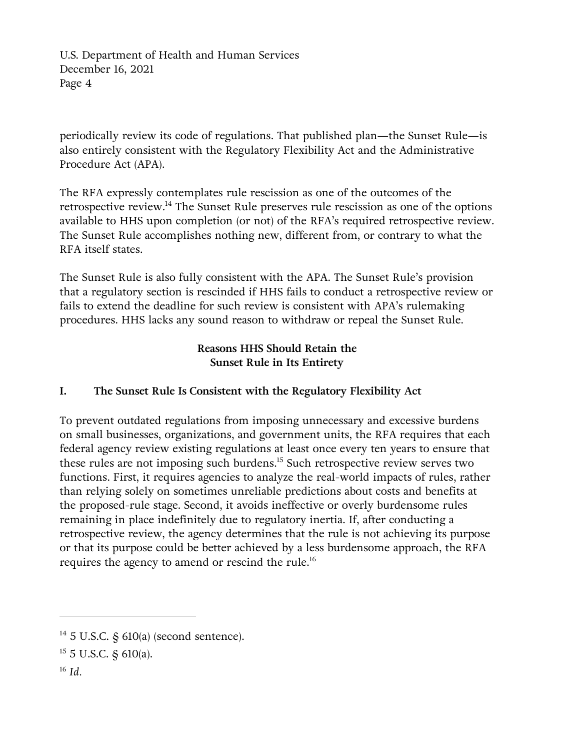periodically review its code of regulations. That published plan—the Sunset Rule—is also entirely consistent with the Regulatory Flexibility Act and the Administrative Procedure Act (APA).

The RFA expressly contemplates rule rescission as one of the outcomes of the retrospective review.[14] The Sunset Rule preserves rule rescission as one of the options available to HHS upon completion (or not) of the RFA's required retrospective review. The Sunset Rule accomplishes nothing new, different from, or contrary to what the RFA itself states.

The Sunset Rule is also fully consistent with the APA. The Sunset Rule's provision that a regulatory section is rescinded if HHS fails to conduct a retrospective review or fails to extend the deadline for such review is consistent with APA's rulemaking procedures. HHS lacks any sound reason to withdraw or repeal the Sunset Rule.

## Reasons HHS Should Retain the Sunset Rule in Its Entirety

### I. The Sunset Rule Is Consistent with the Regulatory Flexibility Act

To prevent outdated regulations from imposing unnecessary and excessive burdens on small businesses, organizations, and government units, the RFA requires that each federal agency review existing regulations at least once every ten years to ensure that these rules are not imposing such burdens.[15] Such retrospective review serves two functions. First, it requires agencies to analyze the real-world impacts of rules, rather than relying solely on sometimes unreliable predictions about costs and benefits at the proposed-rule stage. Second, it avoids ineffective or overly burdensome rules remaining in place indefinitely due to regulatory inertia. If, after conducting a retrospective review, the agency determines that the rule is not achieving its purpose or that its purpose could be better achieved by a less burdensome approach, the RFA requires the agency to amend or rescind the rule.[16]

---

[14] 5 U.S.C. § 610(a) (second sentence).

[15] 5 U.S.C. § 610(a).

[16] *Id.*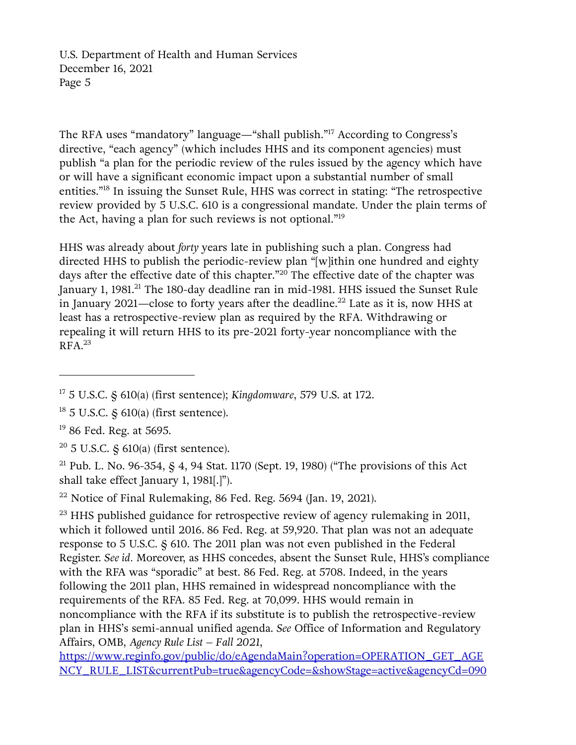The RFA uses "mandatory" language—"shall publish."[17] According to Congress's directive, "each agency" (which includes HHS and its component agencies) must publish "a plan for the periodic review of the rules issued by the agency which have or will have a significant economic impact upon a substantial number of small entities."[18] In issuing the Sunset Rule, HHS was correct in stating: "The retrospective review provided by 5 U.S.C. 610 is a congressional mandate. Under the plain terms of the Act, having a plan for such reviews is not optional."[19]

HHS was already about *forty* years late in publishing such a plan. Congress had directed HHS to publish the periodic-review plan "[w]ithin one hundred and eighty days after the effective date of this chapter."[20] The effective date of the chapter was January 1, 1981.[21] The 180-day deadline ran in mid-1981. HHS issued the Sunset Rule in January 2021—close to forty years after the deadline.[22] Late as it is, now HHS at least has a retrospective-review plan as required by the RFA. Withdrawing or repealing it will return HHS to its pre-2021 forty-year noncompliance with the RFA.[23]

---

[17] 5 U.S.C. § 610(a) (first sentence); *Kingdomware*, 579 U.S. at 172.

[18] 5 U.S.C. § 610(a) (first sentence).

[19] 86 Fed. Reg. at 5695.

[20] 5 U.S.C. § 610(a) (first sentence).

[21] Pub. L. No. 96-354, § 4, 94 Stat. 1170 (Sept. 19, 1980) ("The provisions of this Act shall take effect January 1, 1981[.]").

[22] Notice of Final Rulemaking, 86 Fed. Reg. 5694 (Jan. 19, 2021).

[23] HHS published guidance for retrospective review of agency rulemaking in 2011, which it followed until 2016. 86 Fed. Reg. at 59,920. That plan was not an adequate response to 5 U.S.C. § 610. The 2011 plan was not even published in the Federal Register. *See id.* Moreover, as HHS concedes, absent the Sunset Rule, HHS's compliance with the RFA was "sporadic" at best. 86 Fed. Reg. at 5708. Indeed, in the years following the 2011 plan, HHS remained in widespread noncompliance with the requirements of the RFA. 85 Fed. Reg. at 70,099. HHS would remain in noncompliance with the RFA if its substitute is to publish the retrospective-review plan in HHS's semi-annual unified agenda. *See* Office of Information and Regulatory Affairs, OMB, *Agency Rule List – Fall 2021*, [https://www.reginfo.gov/public/do/eAgendaMain?operation=OPERATION_GET_AGENCY_RULE_LIST&currentPub=true&agencyCode=&showStage=active&agencyCd=090](https://www.reginfo.gov/public/do/eAgendaMain?operation=OPERATION_GET_AGENCY_RULE_LIST&currentPub=true&agencyCode=&showStage=active&agencyCd=090)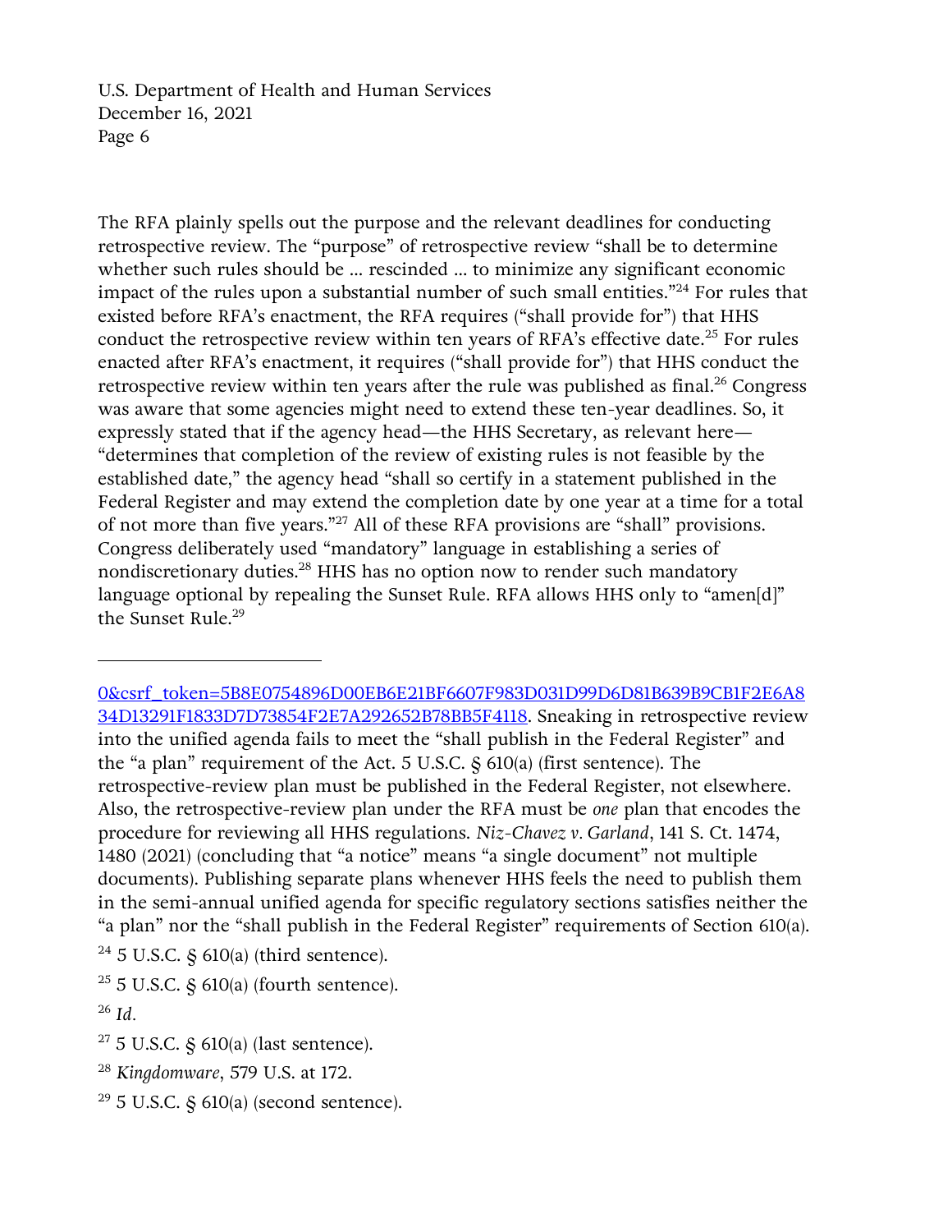The RFA plainly spells out the purpose and the relevant deadlines for conducting retrospective review. The "purpose" of retrospective review "shall be to determine whether such rules should be … rescinded … to minimize any significant economic impact of the rules upon a substantial number of such small entities."[24] For rules that existed before RFA's enactment, the RFA requires ("shall provide for") that HHS conduct the retrospective review within ten years of RFA's effective date.[25] For rules enacted after RFA's enactment, it requires ("shall provide for") that HHS conduct the retrospective review within ten years after the rule was published as final.[26] Congress was aware that some agencies might need to extend these ten-year deadlines. So, it expressly stated that if the agency head—the HHS Secretary, as relevant here—"determines that completion of the review of existing rules is not feasible by the established date," the agency head "shall so certify in a statement published in the Federal Register and may extend the completion date by one year at a time for a total of not more than five years."[27] All of these RFA provisions are "shall" provisions. Congress deliberately used "mandatory" language in establishing a series of nondiscretionary duties.[28] HHS has no option now to render such mandatory language optional by repealing the Sunset Rule. RFA allows HHS only to "amen[d]" the Sunset Rule.[29]

---

0&csrf_token=5B8E0754896D00EB6E21BF6607F983D031D99D6D81B639B9CB1F2E6A834D13291F1833D7D73854F2E7A292652B78BB5F4118. Sneaking in retrospective review into the unified agenda fails to meet the "shall publish in the Federal Register" and the "a plan" requirement of the Act. 5 U.S.C. § 610(a) (first sentence). The retrospective-review plan must be published in the Federal Register, not elsewhere. Also, the retrospective-review plan under the RFA must be *one* plan that encodes the procedure for reviewing all HHS regulations. *Niz-Chavez v. Garland*, 141 S. Ct. 1474, 1480 (2021) (concluding that "a notice" means "a single document" not multiple documents). Publishing separate plans whenever HHS feels the need to publish them in the semi-annual unified agenda for specific regulatory sections satisfies neither the "a plan" nor the "shall publish in the Federal Register" requirements of Section 610(a).

[24] 5 U.S.C. § 610(a) (third sentence).

[25] 5 U.S.C. § 610(a) (fourth sentence).

[26] *Id*.

[27] 5 U.S.C. § 610(a) (last sentence).

[28] *Kingdomware*, 579 U.S. at 172.

[29] 5 U.S.C. § 610(a) (second sentence).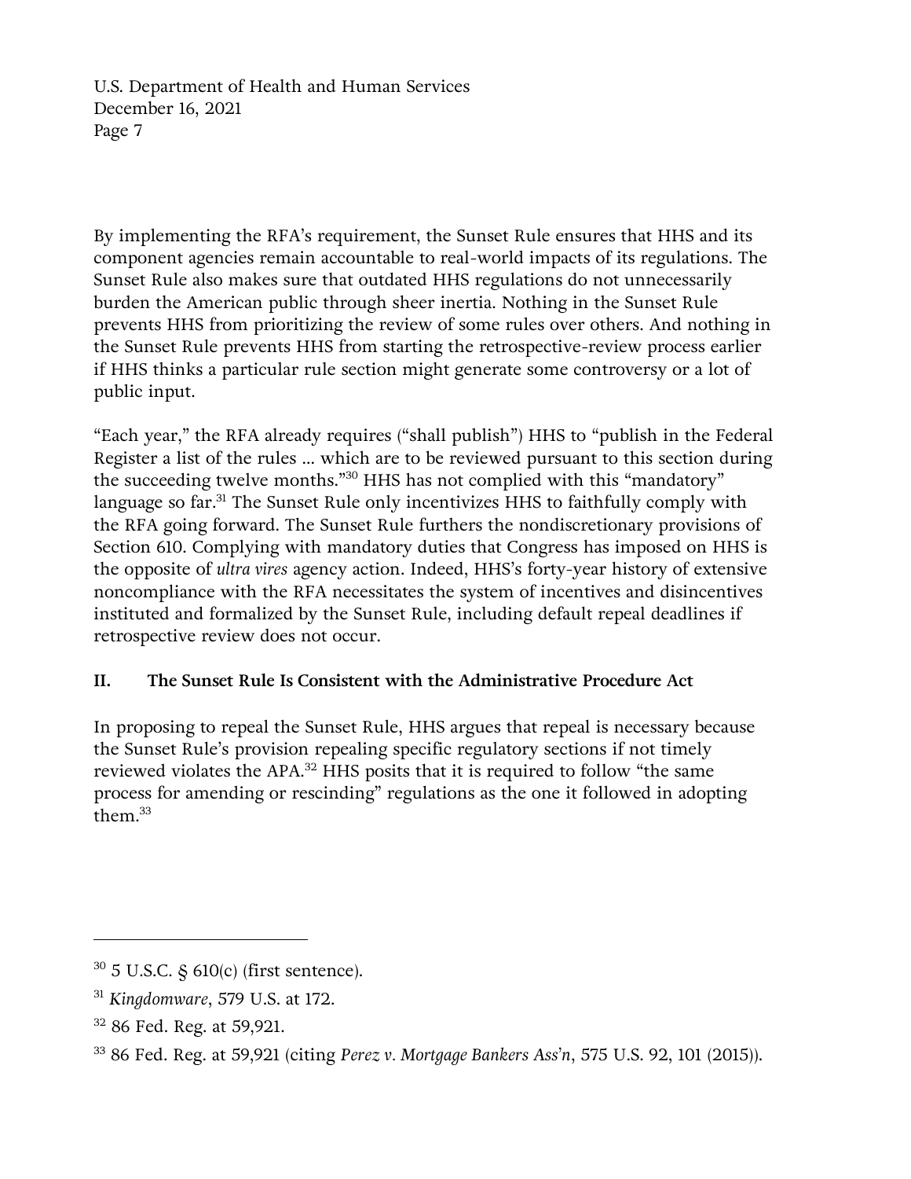By implementing the RFA's requirement, the Sunset Rule ensures that HHS and its component agencies remain accountable to real-world impacts of its regulations. The Sunset Rule also makes sure that outdated HHS regulations do not unnecessarily burden the American public through sheer inertia. Nothing in the Sunset Rule prevents HHS from prioritizing the review of some rules over others. And nothing in the Sunset Rule prevents HHS from starting the retrospective-review process earlier if HHS thinks a particular rule section might generate some controversy or a lot of public input.

"Each year," the RFA already requires ("shall publish") HHS to "publish in the Federal Register a list of the rules … which are to be reviewed pursuant to this section during the succeeding twelve months."[30] HHS has not complied with this "mandatory" language so far.[31] The Sunset Rule only incentivizes HHS to faithfully comply with the RFA going forward. The Sunset Rule furthers the nondiscretionary provisions of Section 610. Complying with mandatory duties that Congress has imposed on HHS is the opposite of *ultra vires* agency action. Indeed, HHS's forty-year history of extensive noncompliance with the RFA necessitates the system of incentives and disincentives instituted and formalized by the Sunset Rule, including default repeal deadlines if retrospective review does not occur.

## II. The Sunset Rule Is Consistent with the Administrative Procedure Act

In proposing to repeal the Sunset Rule, HHS argues that repeal is necessary because the Sunset Rule's provision repealing specific regulatory sections if not timely reviewed violates the APA.[32] HHS posits that it is required to follow "the same process for amending or rescinding" regulations as the one it followed in adopting them.[33]

---

[30] 5 U.S.C. § 610(c) (first sentence).

[31] *Kingdomware*, 579 U.S. at 172.

[32] 86 Fed. Reg. at 59,921.

[33] 86 Fed. Reg. at 59,921 (citing *Perez v. Mortgage Bankers Ass'n*, 575 U.S. 92, 101 (2015)).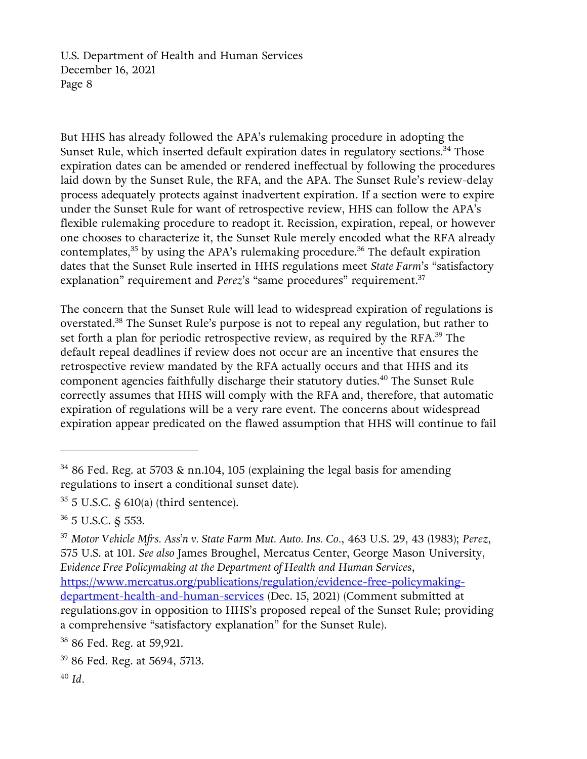But HHS has already followed the APA's rulemaking procedure in adopting the Sunset Rule, which inserted default expiration dates in regulatory sections.[34] Those expiration dates can be amended or rendered ineffectual by following the procedures laid down by the Sunset Rule, the RFA, and the APA. The Sunset Rule's review-delay process adequately protects against inadvertent expiration. If a section were to expire under the Sunset Rule for want of retrospective review, HHS can follow the APA's flexible rulemaking procedure to readopt it. Recission, expiration, repeal, or however one chooses to characterize it, the Sunset Rule merely encoded what the RFA already contemplates,[35] by using the APA's rulemaking procedure.[36] The default expiration dates that the Sunset Rule inserted in HHS regulations meet *State Farm*'s "satisfactory explanation" requirement and *Perez*'s "same procedures" requirement.[37]

The concern that the Sunset Rule will lead to widespread expiration of regulations is overstated.[38] The Sunset Rule's purpose is not to repeal any regulation, but rather to set forth a plan for periodic retrospective review, as required by the RFA.[39] The default repeal deadlines if review does not occur are an incentive that ensures the retrospective review mandated by the RFA actually occurs and that HHS and its component agencies faithfully discharge their statutory duties.[40] The Sunset Rule correctly assumes that HHS will comply with the RFA and, therefore, that automatic expiration of regulations will be a very rare event. The concerns about widespread expiration appear predicated on the flawed assumption that HHS will continue to fail

---

[34] 86 Fed. Reg. at 5703 & nn.104, 105 (explaining the legal basis for amending regulations to insert a conditional sunset date).

[35] 5 U.S.C. § 610(a) (third sentence).

[36] 5 U.S.C. § 553.

[37] *Motor Vehicle Mfrs. Ass'n v. State Farm Mut. Auto. Ins. Co.*, 463 U.S. 29, 43 (1983); *Perez*, 575 U.S. at 101. *See also* James Broughel, Mercatus Center, George Mason University, *Evidence Free Policymaking at the Department of Health and Human Services*, https://www.mercatus.org/publications/regulation/evidence-free-policymaking-department-health-and-human-services (Dec. 15, 2021) (Comment submitted at regulations.gov in opposition to HHS's proposed repeal of the Sunset Rule; providing a comprehensive "satisfactory explanation" for the Sunset Rule).

[38] 86 Fed. Reg. at 59,921.

[39] 86 Fed. Reg. at 5694, 5713.

[40] *Id*.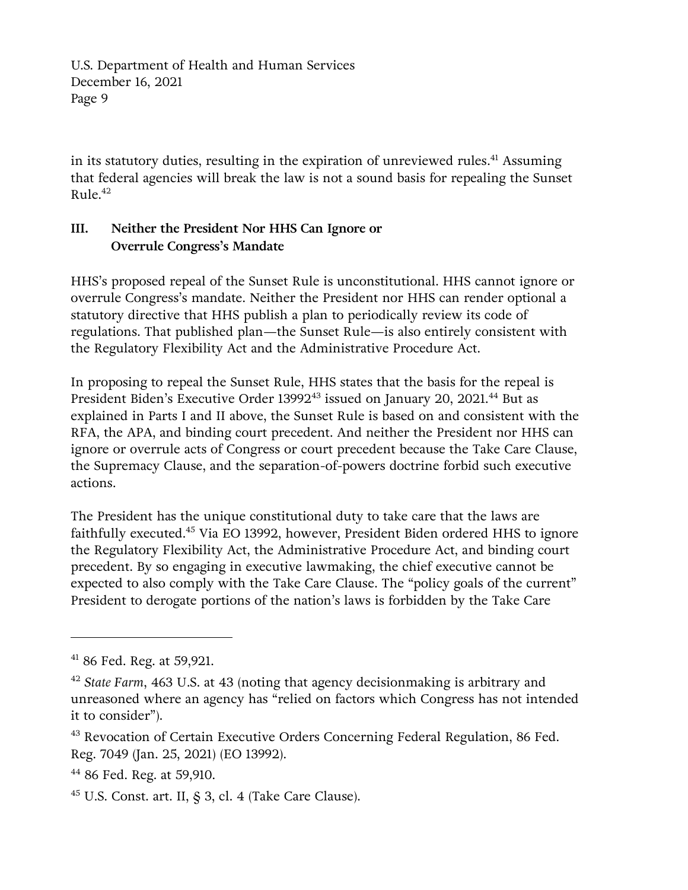in its statutory duties, resulting in the expiration of unreviewed rules.[41] Assuming that federal agencies will break the law is not a sound basis for repealing the Sunset Rule.[42]

## III. Neither the President Nor HHS Can Ignore or Overrule Congress's Mandate

HHS's proposed repeal of the Sunset Rule is unconstitutional. HHS cannot ignore or overrule Congress's mandate. Neither the President nor HHS can render optional a statutory directive that HHS publish a plan to periodically review its code of regulations. That published plan—the Sunset Rule—is also entirely consistent with the Regulatory Flexibility Act and the Administrative Procedure Act.

In proposing to repeal the Sunset Rule, HHS states that the basis for the repeal is President Biden's Executive Order 13992[43] issued on January 20, 2021.[44] But as explained in Parts I and II above, the Sunset Rule is based on and consistent with the RFA, the APA, and binding court precedent. And neither the President nor HHS can ignore or overrule acts of Congress or court precedent because the Take Care Clause, the Supremacy Clause, and the separation-of-powers doctrine forbid such executive actions.

The President has the unique constitutional duty to take care that the laws are faithfully executed.[45] Via EO 13992, however, President Biden ordered HHS to ignore the Regulatory Flexibility Act, the Administrative Procedure Act, and binding court precedent. By so engaging in executive lawmaking, the chief executive cannot be expected to also comply with the Take Care Clause. The "policy goals of the current" President to derogate portions of the nation's laws is forbidden by the Take Care

---

[41] 86 Fed. Reg. at 59,921.

[42] *State Farm*, 463 U.S. at 43 (noting that agency decisionmaking is arbitrary and unreasoned where an agency has "relied on factors which Congress has not intended it to consider").

[43] Revocation of Certain Executive Orders Concerning Federal Regulation, 86 Fed. Reg. 7049 (Jan. 25, 2021) (EO 13992).

[44] 86 Fed. Reg. at 59,910.

[45] U.S. Const. art. II, § 3, cl. 4 (Take Care Clause).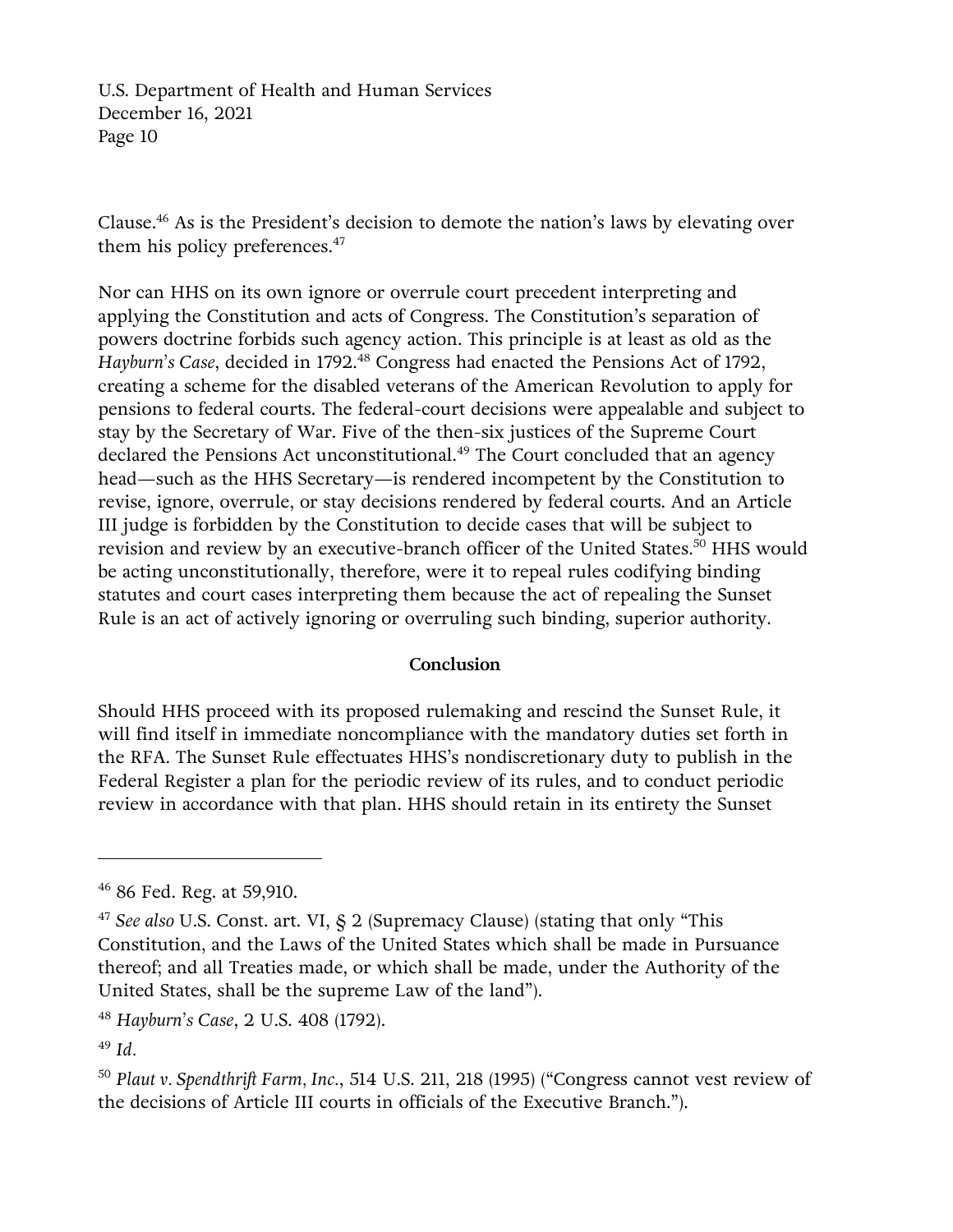Clause.[46] As is the President's decision to demote the nation's laws by elevating over them his policy preferences.[47]

Nor can HHS on its own ignore or overrule court precedent interpreting and applying the Constitution and acts of Congress. The Constitution's separation of powers doctrine forbids such agency action. This principle is at least as old as the *Hayburn's Case*, decided in 1792.[48] Congress had enacted the Pensions Act of 1792, creating a scheme for the disabled veterans of the American Revolution to apply for pensions to federal courts. The federal-court decisions were appealable and subject to stay by the Secretary of War. Five of the then-six justices of the Supreme Court declared the Pensions Act unconstitutional.[49] The Court concluded that an agency head—such as the HHS Secretary—is rendered incompetent by the Constitution to revise, ignore, overrule, or stay decisions rendered by federal courts. And an Article III judge is forbidden by the Constitution to decide cases that will be subject to revision and review by an executive-branch officer of the United States.[50] HHS would be acting unconstitutionally, therefore, were it to repeal rules codifying binding statutes and court cases interpreting them because the act of repealing the Sunset Rule is an act of actively ignoring or overruling such binding, superior authority.

**Conclusion**

Should HHS proceed with its proposed rulemaking and rescind the Sunset Rule, it will find itself in immediate noncompliance with the mandatory duties set forth in the RFA. The Sunset Rule effectuates HHS's nondiscretionary duty to publish in the Federal Register a plan for the periodic review of its rules, and to conduct periodic review in accordance with that plan. HHS should retain in its entirety the Sunset

---

[46] 86 Fed. Reg. at 59,910.

[47] *See also* U.S. Const. art. VI, § 2 (Supremacy Clause) (stating that only "This Constitution, and the Laws of the United States which shall be made in Pursuance thereof; and all Treaties made, or which shall be made, under the Authority of the United States, shall be the supreme Law of the land").

[48] *Hayburn's Case*, 2 U.S. 408 (1792).

[49] *Id*.

[50] *Plaut v. Spendthrift Farm, Inc.*, 514 U.S. 211, 218 (1995) ("Congress cannot vest review of the decisions of Article III courts in officials of the Executive Branch.").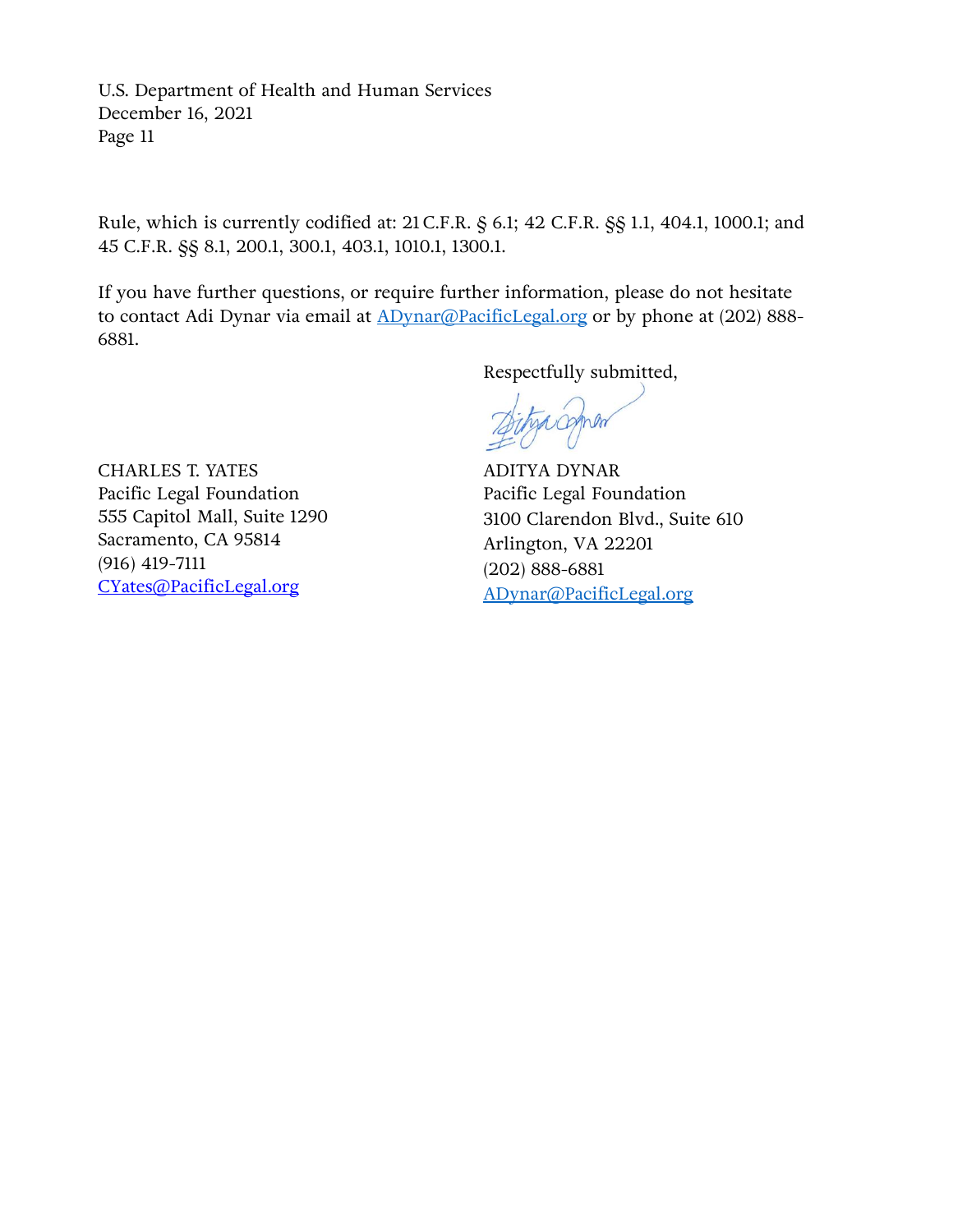Rule, which is currently codified at: 21 C.F.R. § 6.1; 42 C.F.R. §§ 1.1, 404.1, 1000.1; and 45 C.F.R. §§ 8.1, 200.1, 300.1, 403.1, 1010.1, 1300.1.

If you have further questions, or require further information, please do not hesitate to contact Adi Dynar via email at ADynar@PacificLegal.org or by phone at (202) 888-6881.

Respectfully submitted,

CHARLES T. YATES
Pacific Legal Foundation
555 Capitol Mall, Suite 1290
Sacramento, CA 95814
(916) 419-7111
CYates@PacificLegal.org

ADITYA DYNAR
Pacific Legal Foundation
3100 Clarendon Blvd., Suite 610
Arlington, VA 22201
(202) 888-6881
ADynar@PacificLegal.org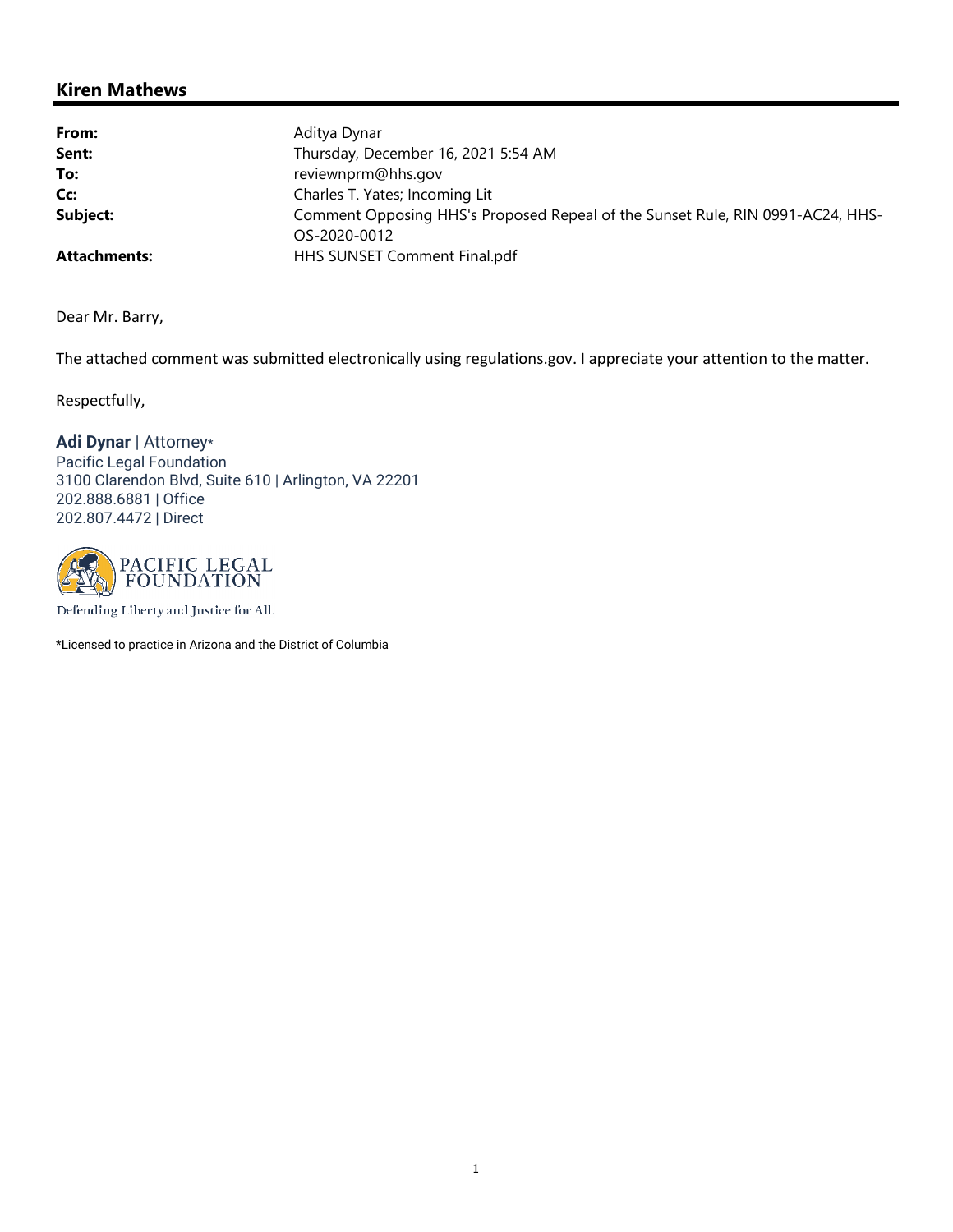**Kiren Mathews**

| | |
|---|---|
| **From:** | Aditya Dynar |
| **Sent:** | Thursday, December 16, 2021 5:54 AM |
| **To:** | reviewnprm@hhs.gov |
| **Cc:** | Charles T. Yates; Incoming Lit |
| **Subject:** | Comment Opposing HHS's Proposed Repeal of the Sunset Rule, RIN 0991-AC24, HHS-OS-2020-0012 |
| **Attachments:** | HHS SUNSET Comment Final.pdf |

Dear Mr. Barry,

The attached comment was submitted electronically using regulations.gov. I appreciate your attention to the matter.

Respectfully,

**Adi Dynar** | Attorney*
Pacific Legal Foundation
3100 Clarendon Blvd, Suite 610 | Arlington, VA 22201
202.888.6881 | Office
202.807.4472 | Direct

PACIFIC LEGAL FOUNDATION

Defending Liberty and Justice for All.

*Licensed to practice in Arizona and the District of Columbia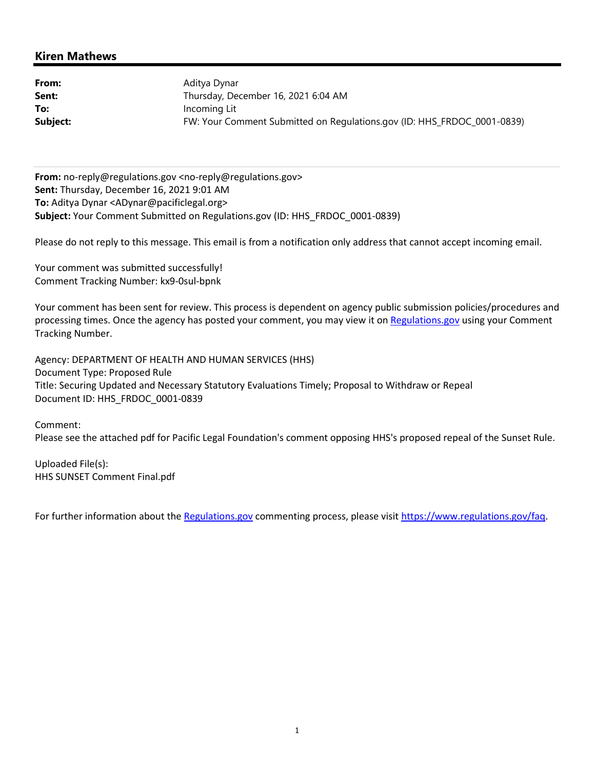## Kiren Mathews

| | |
|---|---|
| **From:** | Aditya Dynar |
| **Sent:** | Thursday, December 16, 2021 6:04 AM |
| **To:** | Incoming Lit |
| **Subject:** | FW: Your Comment Submitted on Regulations.gov (ID: HHS_FRDOC_0001-0839) |

---

**From:** no-reply@regulations.gov <no-reply@regulations.gov>
**Sent:** Thursday, December 16, 2021 9:01 AM
**To:** Aditya Dynar <ADynar@pacificlegal.org>
**Subject:** Your Comment Submitted on Regulations.gov (ID: HHS_FRDOC_0001-0839)

Please do not reply to this message. This email is from a notification only address that cannot accept incoming email.

Your comment was submitted successfully!
Comment Tracking Number: kx9-0sul-bpnk

Your comment has been sent for review. This process is dependent on agency public submission policies/procedures and processing times. Once the agency has posted your comment, you may view it on [Regulations.gov](https://www.regulations.gov) using your Comment Tracking Number.

Agency: DEPARTMENT OF HEALTH AND HUMAN SERVICES (HHS)
Document Type: Proposed Rule
Title: Securing Updated and Necessary Statutory Evaluations Timely; Proposal to Withdraw or Repeal
Document ID: HHS_FRDOC_0001-0839

Comment:
Please see the attached pdf for Pacific Legal Foundation's comment opposing HHS's proposed repeal of the Sunset Rule.

Uploaded File(s):
HHS SUNSET Comment Final.pdf

For further information about the [Regulations.gov](https://www.regulations.gov) commenting process, please visit [https://www.regulations.gov/faq](https://www.regulations.gov/faq).